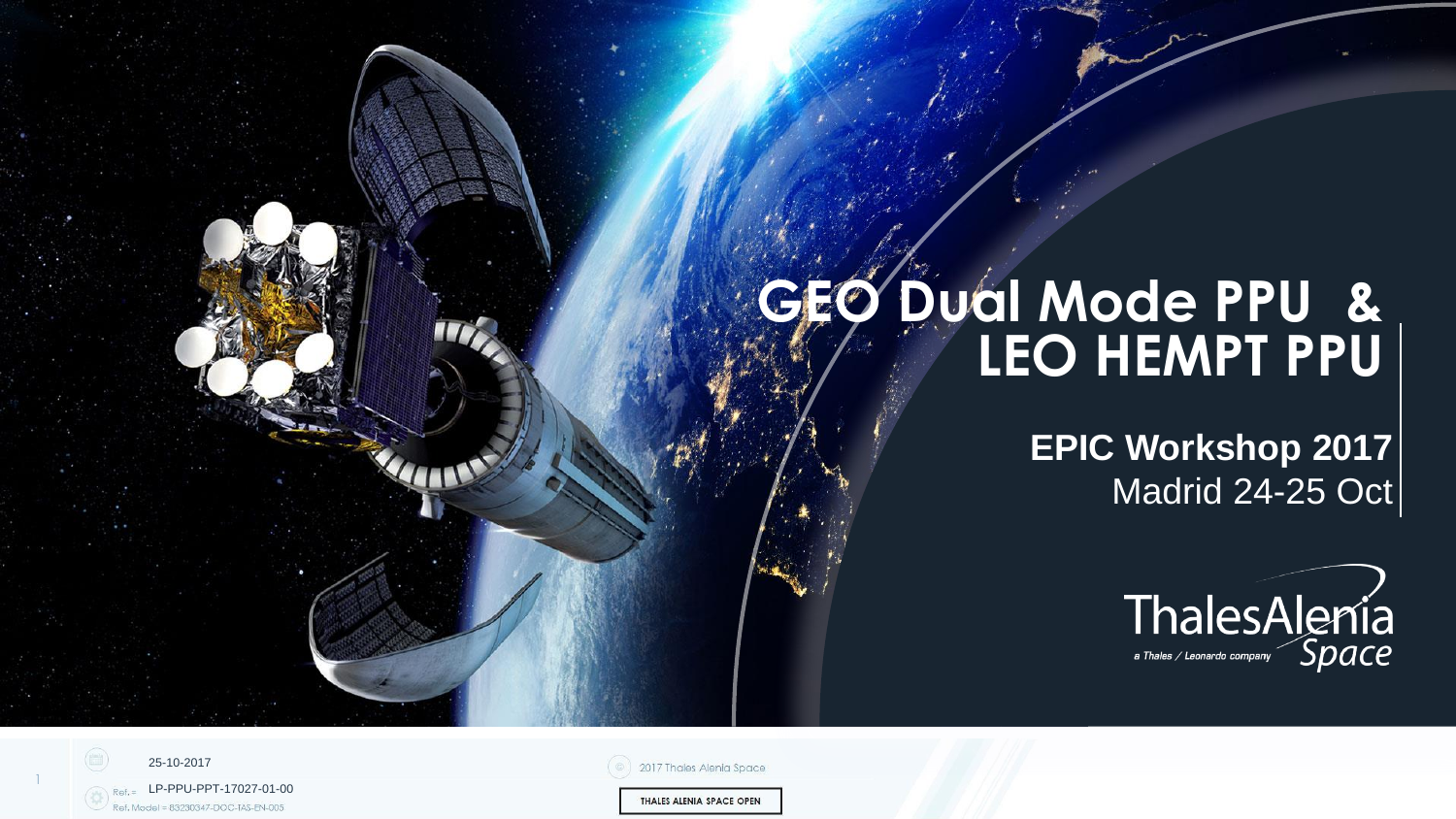# GEO Dual Mode PPU & LEO HEMPT PPU

**EPIC Workshop 2017**
Madrid 24-25 Oct

ThalesAlenia Space
a Thales / Leonardo company

25-10-2017

Ref.: LP-PPU-PPT-17027-01-00
Ref. Model = 83230347-DOC-TAS-EN-005

2017 Thales Alenia Space

THALES ALENIA SPACE OPEN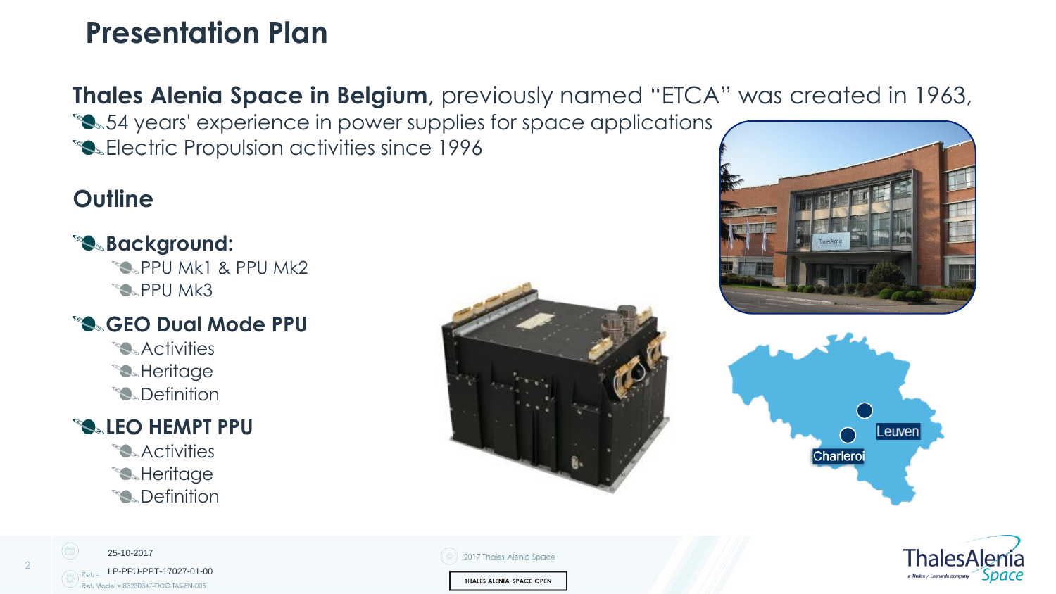# Presentation Plan

**Thales Alenia Space in Belgium**, previously named “ETCA” was created in 1963,

- 54 years' experience in power supplies for space applications
- Electric Propulsion activities since 1996

## Outline

- **Background:**
  - PPU Mk1 & PPU Mk2
  - PPU Mk3
- **GEO Dual Mode PPU**
  - Activities
  - Heritage
  - Definition
- **LEO HEMPT PPU**
  - Activities
  - Heritage
  - Definition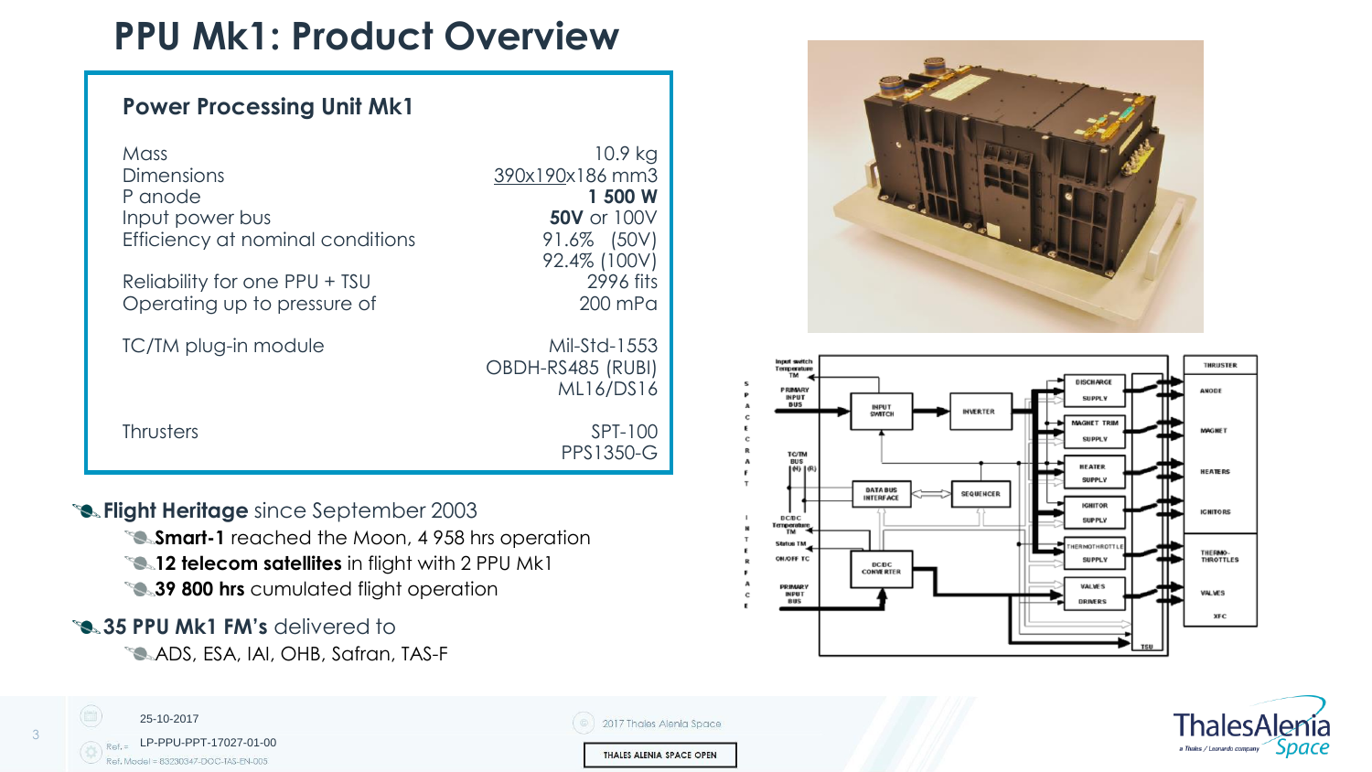# PPU Mk1: Product Overview

## Power Processing Unit Mk1

| | |
|---|---|
| Mass | 10.9 kg |
| Dimensions | 390x190x186 mm3 |
| P anode | **1 500 W** |
| Input power bus | **50V** or 100V |
| Efficiency at nominal conditions | 91.6% (50V)<br>92.4% (100V) |
| Reliability for one PPU + TSU | 2996 fits |
| Operating up to pressure of | 200 mPa |
| TC/TM plug-in module | Mil-Std-1553<br>OBDH-RS485 (RUBI)<br>ML16/DS16 |
| Thrusters | SPT-100<br>PPS1350-G |

- **Flight Heritage** since September 2003
  - **Smart-1** reached the Moon, 4 958 hrs operation
  - **12 telecom satellites** in flight with 2 PPU Mk1
  - **39 800 hrs** cumulated flight operation
- **35 PPU Mk1 FM's** delivered to
  - ADS, ESA, IAI, OHB, Safran, TAS-F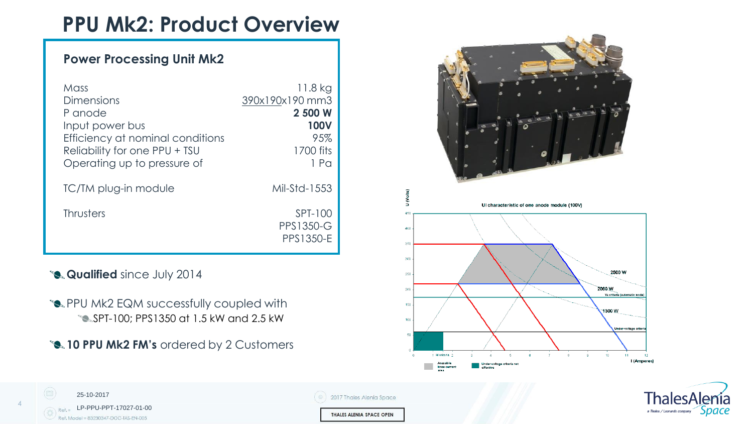# PPU Mk2: Product Overview

## Power Processing Unit Mk2

| | |
|---|---|
| Mass | 11.8 kg |
| Dimensions | 390x190x190 mm3 |
| P anode | **2 500 W** |
| Input power bus | **100V** |
| Efficiency at nominal conditions | 95% |
| Reliability for one PPU + TSU | 1700 fits |
| Operating up to pressure of | 1 Pa |
| TC/TM plug-in module | Mil-Std-1553 |
| Thrusters | SPT-100<br>PPS1350-G<br>PPS1350-E |

- **Qualified** since July 2014
- PPU Mk2 EQM successfully coupled with
  - SPT-100; PPS1350 at 1.5 kW and 2.5 kW
- **10 PPU Mk2 FM's** ordered by 2 Customers

UI characteristic of one anode module (100V)

U (Volts) — I (Amperes): 2500 W; 2000 W; Va criteria (automatic mode); 1300 W; Under-voltage criteria; Id criteria

Accessible knee-current area; Under-voltage criteria not effective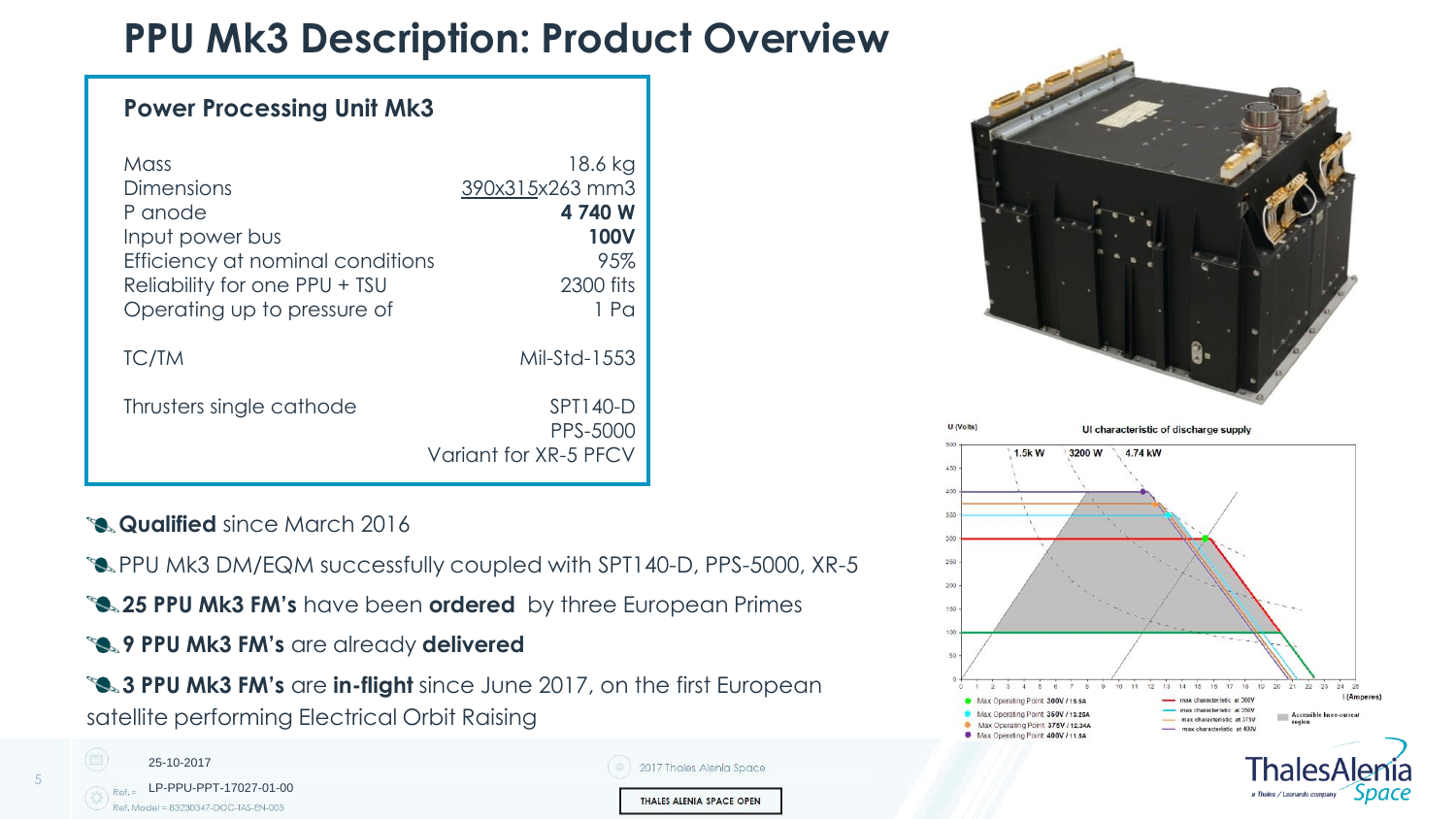# PPU Mk3 Description: Product Overview

## Power Processing Unit Mk3

| | |
|---|---|
| Mass | 18.6 kg |
| Dimensions | 390x315x263 mm3 |
| P anode | **4 740 W** |
| Input power bus | **100V** |
| Efficiency at nominal conditions | 95% |
| Reliability for one PPU + TSU | 2300 fits |
| Operating up to pressure of | 1 Pa |
| TC/TM | Mil-Std-1553 |
| Thrusters single cathode | SPT140-D<br>PPS-5000<br>Variant for XR-5 PFCV |

- **Qualified** since March 2016
- PPU Mk3 DM/EQM successfully coupled with SPT140-D, PPS-5000, XR-5
- **25 PPU Mk3 FM's** have been **ordered** by three European Primes
- **9 PPU Mk3 FM's** are already **delivered**
- **3 PPU Mk3 FM's** are **in-flight** since June 2017, on the first European satellite performing Electrical Orbit Raising

UI characteristic of discharge supply

- Max Operating Point 300V / 15.5A
- Max Operating Point 350V / 13.25A
- Max Operating Point 375V / 12.34A
- Max Operating Point 400V / 11.5A

25-10-2017

Ref.: LP-PPU-PPT-17027-01-00

Ref. Model: 83230347-DOC-TAS-EN-005

2017 Thales Alenia Space

THALES ALENIA SPACE OPEN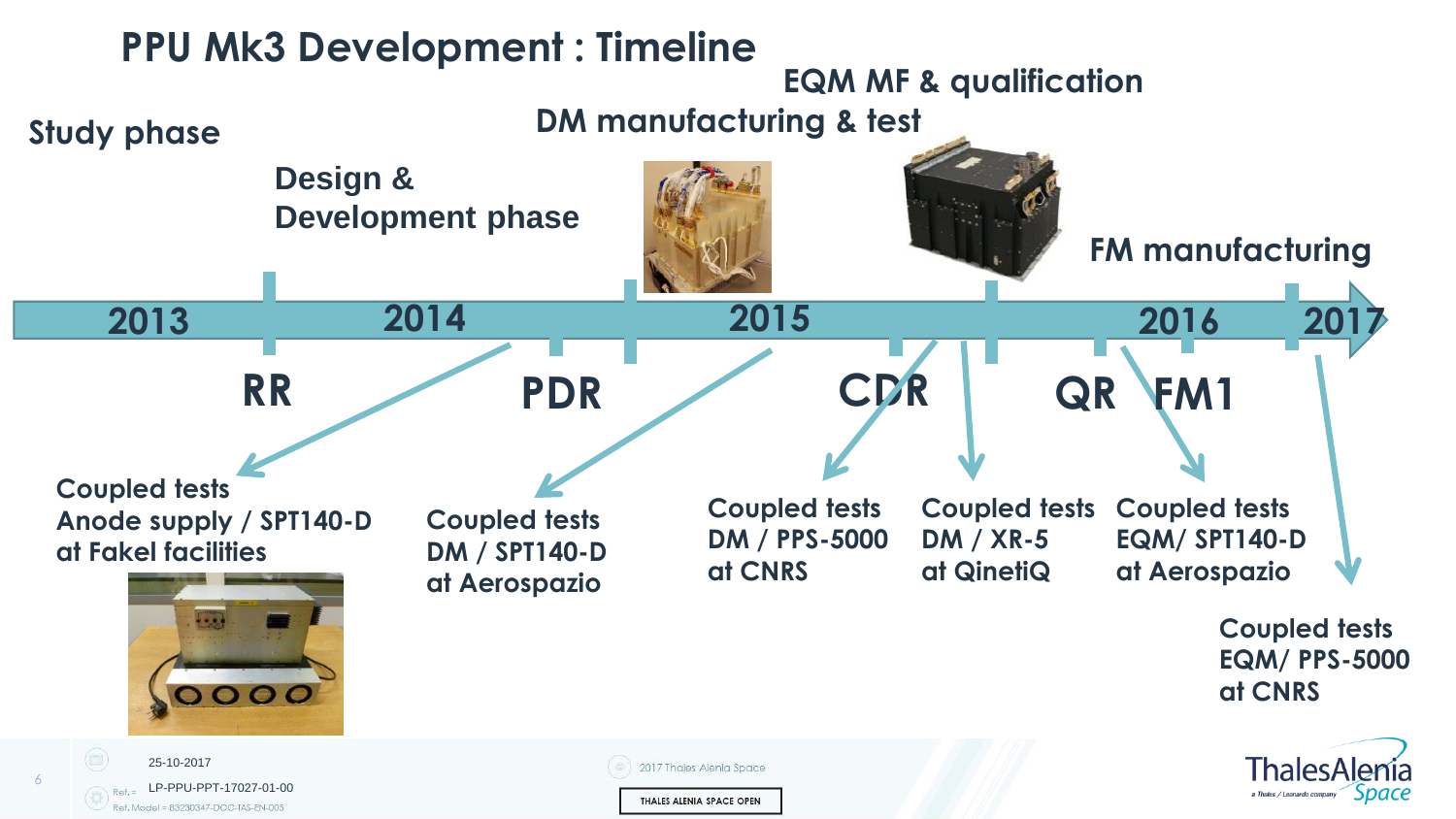# PPU Mk3 Development : Timeline

**Study phase**

**Design & Development phase**

**DM manufacturing & test**

**EQM MF & qualification**

**FM manufacturing**

2013 — 2014 — 2015 — 2016 — 2017

**RR** — **PDR** — **CDR** — **QR** — **FM1**

- Coupled tests Anode supply / SPT140-D at Fakel facilities
- Coupled tests DM / SPT140-D at Aerospazio
- Coupled tests DM / PPS-5000 at CNRS
- Coupled tests DM / XR-5 at QinetiQ
- Coupled tests EQM/ SPT140-D at Aerospazio
- Coupled tests EQM/ PPS-5000 at CNRS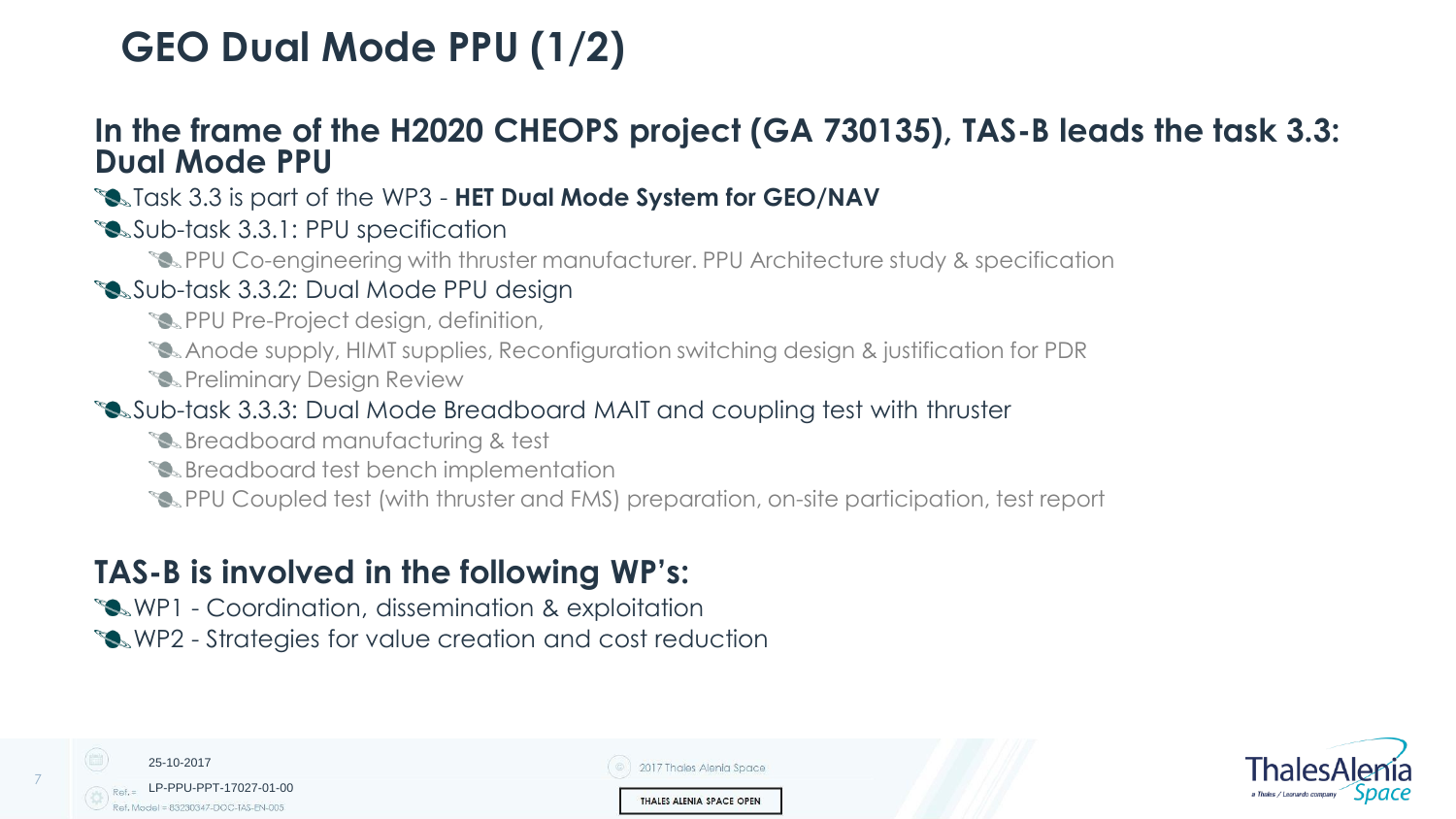# GEO Dual Mode PPU (1/2)

## In the frame of the H2020 CHEOPS project (GA 730135), TAS-B leads the task 3.3: Dual Mode PPU

- Task 3.3 is part of the WP3 - **HET Dual Mode System for GEO/NAV**
- Sub-task 3.3.1: PPU specification
  - PPU Co-engineering with thruster manufacturer. PPU Architecture study & specification
- Sub-task 3.3.2: Dual Mode PPU design
  - PPU Pre-Project design, definition,
  - Anode supply, HIMT supplies, Reconfiguration switching design & justification for PDR
  - Preliminary Design Review
- Sub-task 3.3.3: Dual Mode Breadboard MAIT and coupling test with thruster
  - Breadboard manufacturing & test
  - Breadboard test bench implementation
  - PPU Coupled test (with thruster and FMS) preparation, on-site participation, test report

## TAS-B is involved in the following WP's:

- WP1 - Coordination, dissemination & exploitation
- WP2 - Strategies for value creation and cost reduction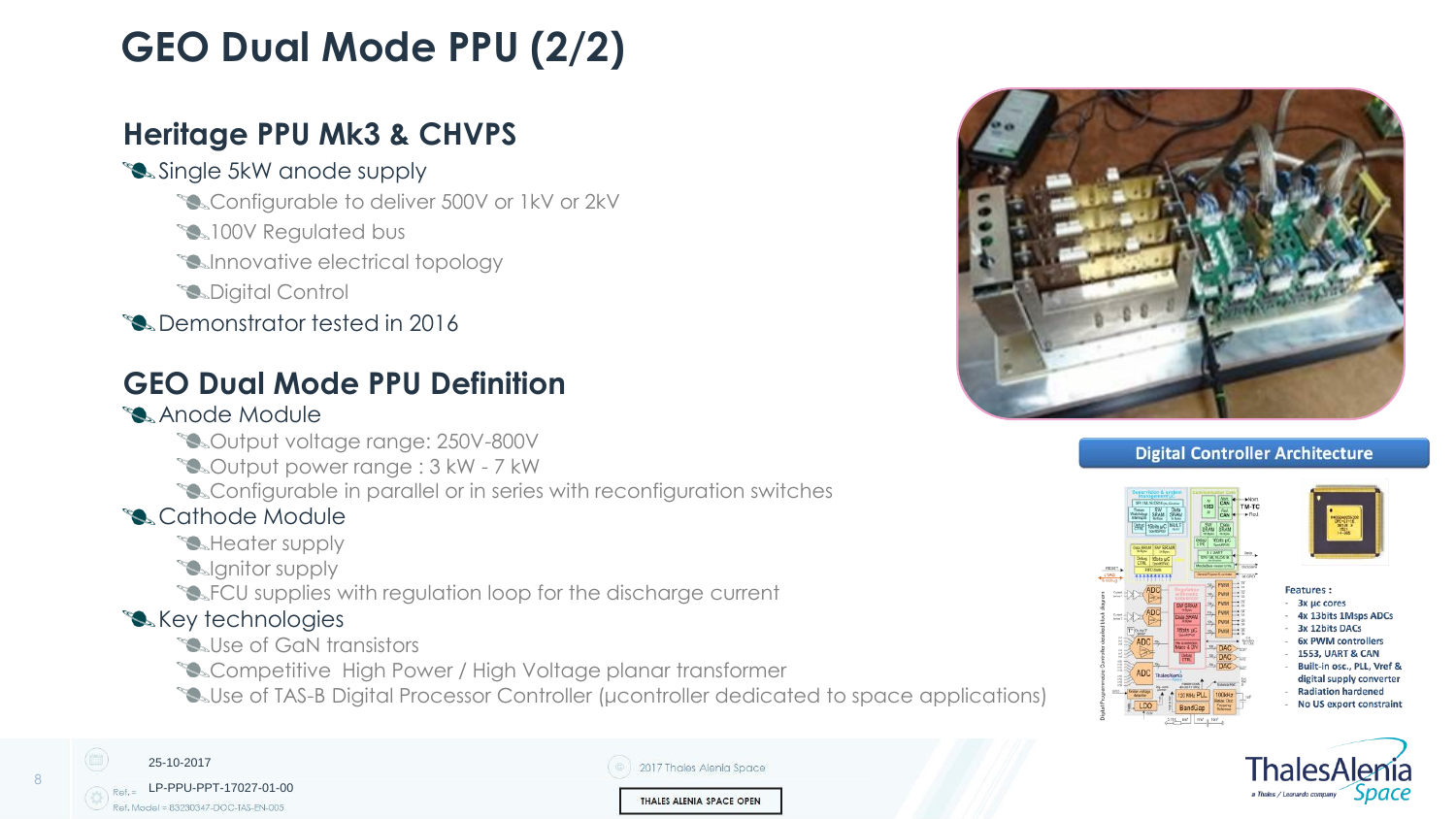# GEO Dual Mode PPU (2/2)

## Heritage PPU Mk3 & CHVPS

- Single 5kW anode supply
  - Configurable to deliver 500V or 1kV or 2kV
  - 100V Regulated bus
  - Innovative electrical topology
  - Digital Control
- Demonstrator tested in 2016

## GEO Dual Mode PPU Definition

- Anode Module
  - Output voltage range: 250V-800V
  - Output power range : 3 kW - 7 kW
  - Configurable in parallel or in series with reconfiguration switches
- Cathode Module
  - Heater supply
  - Ignitor supply
  - FCU supplies with regulation loop for the discharge current
- Key technologies
  - Use of GaN transistors
  - Competitive High Power / High Voltage planar transformer
  - Use of TAS-B Digital Processor Controller (µcontroller dedicated to space applications)

**Digital Controller Architecture**

Features :

- 3x µc cores
- 4x 13bits 1Msps ADCs
- 3x 12bits DACs
- 6x PWM controllers
- 1553, UART & CAN
- Built-in osc., PLL, Vref & digital supply converter
- Radiation hardened
- No US export constraint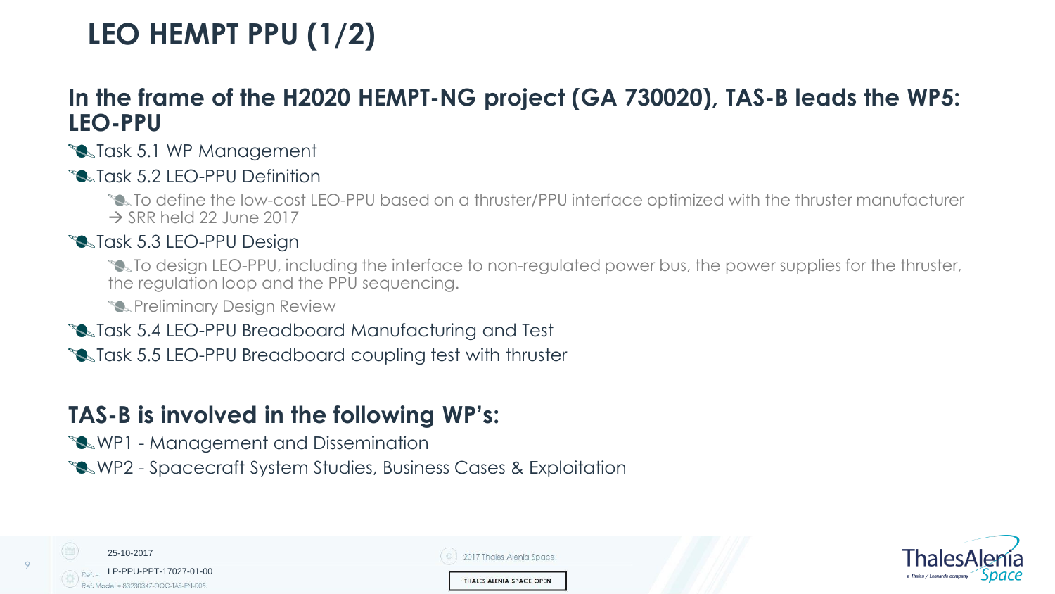# LEO HEMPT PPU (1/2)

## In the frame of the H2020 HEMPT-NG project (GA 730020), TAS-B leads the WP5: LEO-PPU

- Task 5.1 WP Management
- Task 5.2 LEO-PPU Definition
  - To define the low-cost LEO-PPU based on a thruster/PPU interface optimized with the thruster manufacturer → SRR held 22 June 2017
- Task 5.3 LEO-PPU Design
  - To design LEO-PPU, including the interface to non-regulated power bus, the power supplies for the thruster, the regulation loop and the PPU sequencing.
  - Preliminary Design Review
- Task 5.4 LEO-PPU Breadboard Manufacturing and Test
- Task 5.5 LEO-PPU Breadboard coupling test with thruster

## TAS-B is involved in the following WP's:

- WP1 - Management and Dissemination
- WP2 - Spacecraft System Studies, Business Cases & Exploitation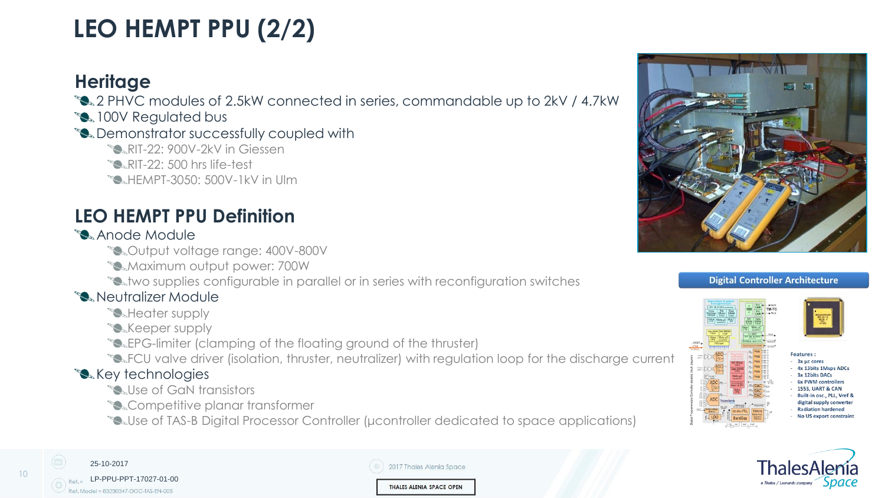# LEO HEMPT PPU (2/2)

## Heritage

- 2 PHVC modules of 2.5kW connected in series, commandable up to 2kV / 4.7kW
- 100V Regulated bus
- Demonstrator successfully coupled with
  - RIT-22: 900V-2kV in Giessen
  - RIT-22: 500 hrs life-test
  - HEMPT-3050: 500V-1kV in Ulm

## LEO HEMPT PPU Definition

- Anode Module
  - Output voltage range: 400V-800V
  - Maximum output power: 700W
  - two supplies configurable in parallel or in series with reconfiguration switches
- Neutralizer Module
  - Heater supply
  - Keeper supply
  - EPG-limiter (clamping of the floating ground of the thruster)
  - FCU valve driver (isolation, thruster, neutralizer) with regulation loop for the discharge current
- Key technologies
  - Use of GaN transistors
  - Competitive planar transformer
  - Use of TAS-B Digital Processor Controller (µcontroller dedicated to space applications)

**Digital Controller Architecture**

Features :
- 3x µc cores
- 4x 13bits 1Msps ADCs
- 3x 12bits DACs
- 6x PWM controllers
- 1553, UART & CAN
- Built-in osc., PLL, Vref & digital supply converter
- Radiation hardened
- No US export constraint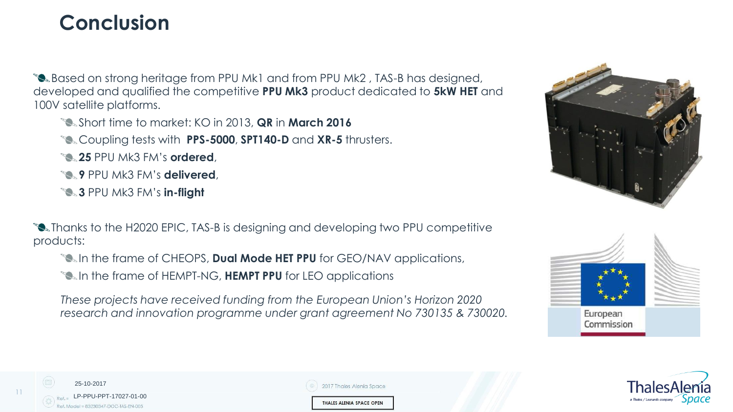# Conclusion

- Based on strong heritage from PPU Mk1 and from PPU Mk2 , TAS-B has designed, developed and qualified the competitive **PPU Mk3** product dedicated to **5kW HET** and 100V satellite platforms.
  - Short time to market: KO in 2013, **QR** in **March 2016**
  - Coupling tests with **PPS-5000**, **SPT140-D** and **XR-5** thrusters.
  - **25** PPU Mk3 FM's **ordered**,
  - **9** PPU Mk3 FM's **delivered**,
  - **3** PPU Mk3 FM's **in-flight**

- Thanks to the H2020 EPIC, TAS-B is designing and developing two PPU competitive products:
  - In the frame of CHEOPS, **Dual Mode HET PPU** for GEO/NAV applications,
  - In the frame of HEMPT-NG, **HEMPT PPU** for LEO applications

*These projects have received funding from the European Union's Horizon 2020 research and innovation programme under grant agreement No 730135 & 730020.*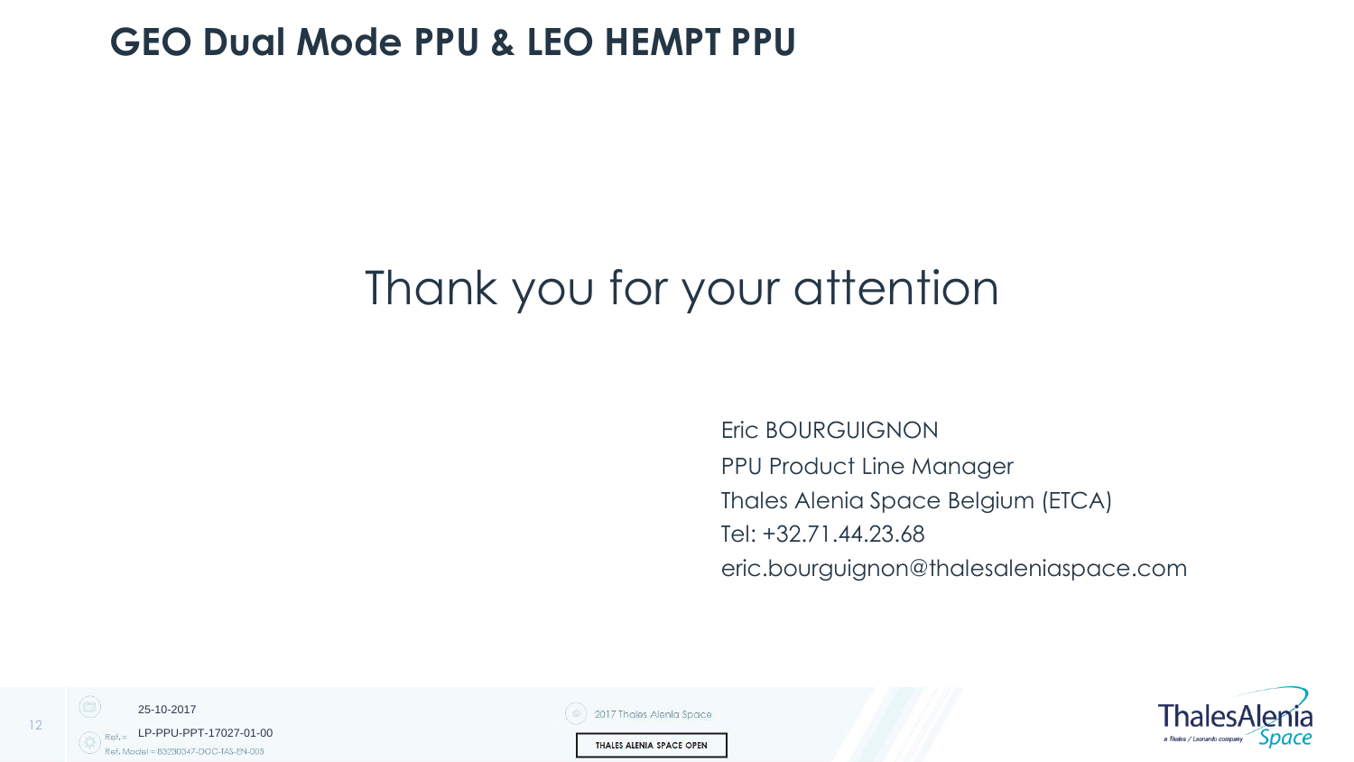# GEO Dual Mode PPU & LEO HEMPT PPU

Thank you for your attention

Eric BOURGUIGNON

PPU Product Line Manager

Thales Alenia Space Belgium (ETCA)

Tel: +32.71.44.23.68

eric.bourguignon@thalesaleniaspace.com